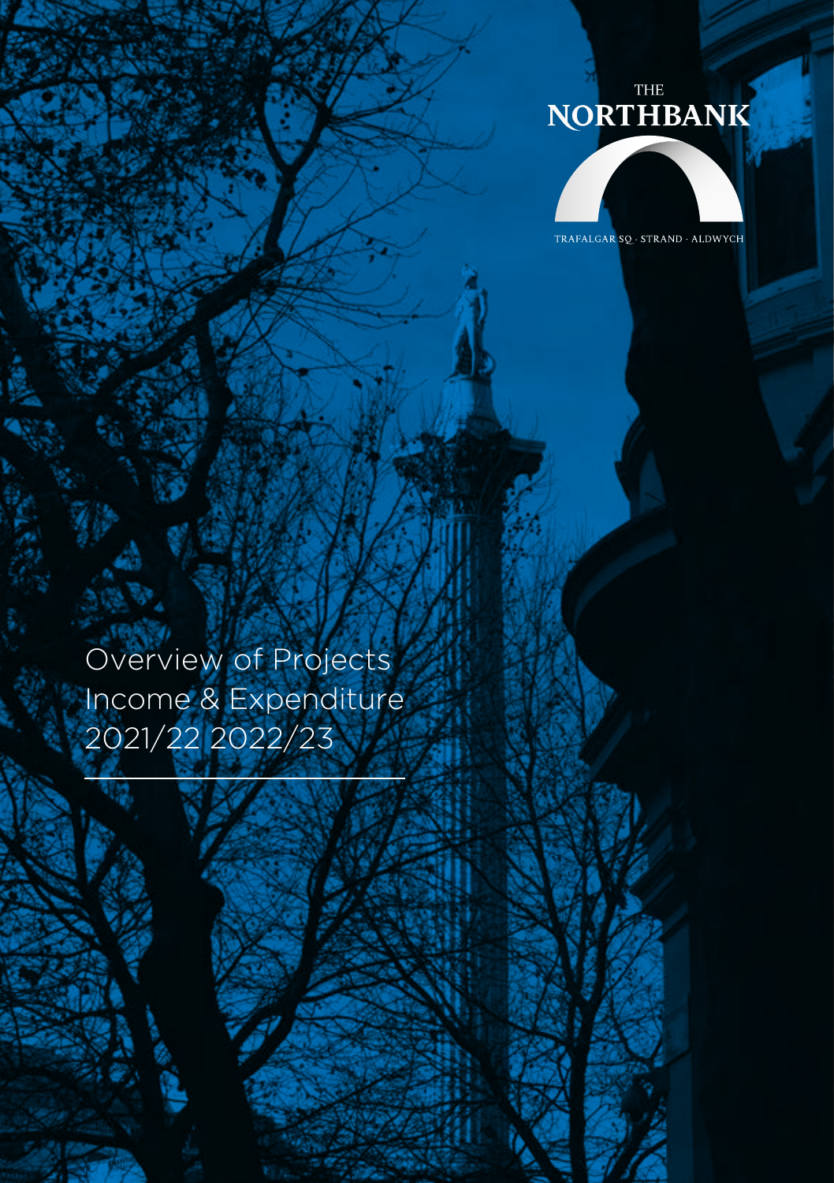THE
NORTHBANK

TRAFALGAR SQ · STRAND · ALDWYCH

# Overview of Projects Income & Expenditure 2021/22 2022/23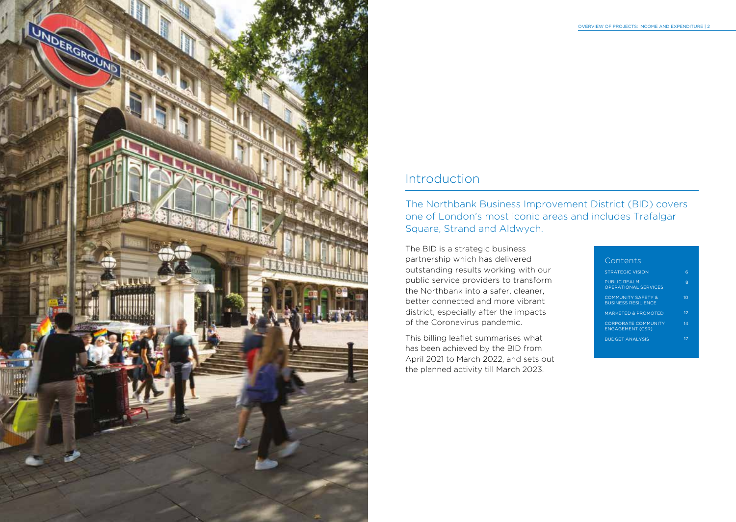# Introduction

## The Northbank Business Improvement District (BID) covers one of London's most iconic areas and includes Trafalgar Square, Strand and Aldwych.

The BID is a strategic business partnership which has delivered outstanding results working with our public service providers to transform the Northbank into a safer, cleaner, better connected and more vibrant district, especially after the impacts of the Coronavirus pandemic.

This billing leaflet summarises what has been achieved by the BID from April 2021 to March 2022, and sets out the planned activity till March 2023.

### Contents

| | |
|---|---|
| STRATEGIC VISION | 6 |
| PUBLIC REALM OPERATIONAL SERVICES | 8 |
| COMMUNITY SAFETY & BUSINESS RESILIENCE | 10 |
| MARKETED & PROMOTED | 12 |
| CORPORATE COMMUNITY ENGAGEMENT (CSR) | 14 |
| BUDGET ANALYSIS | 17 |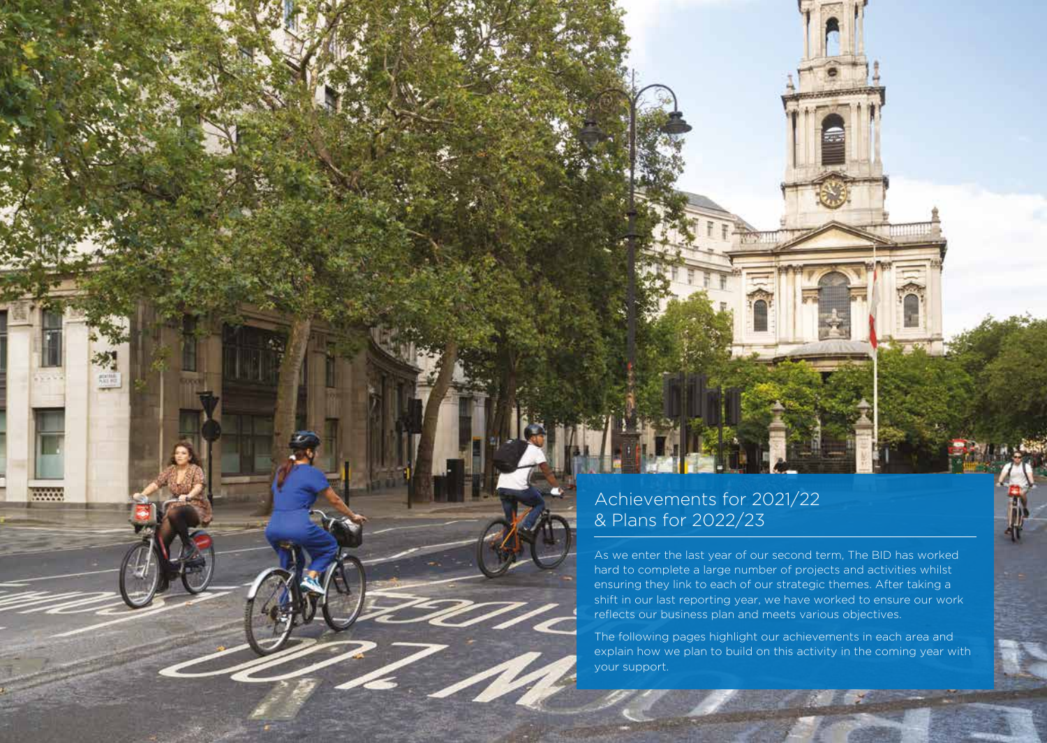# Achievements for 2021/22 & Plans for 2022/23

As we enter the last year of our second term, The BID has worked hard to complete a large number of projects and activities whilst ensuring they link to each of our strategic themes. After taking a shift in our last reporting year, we have worked to ensure our work reflects our business plan and meets various objectives.

The following pages highlight our achievements in each area and explain how we plan to build on this activity in the coming year with your support.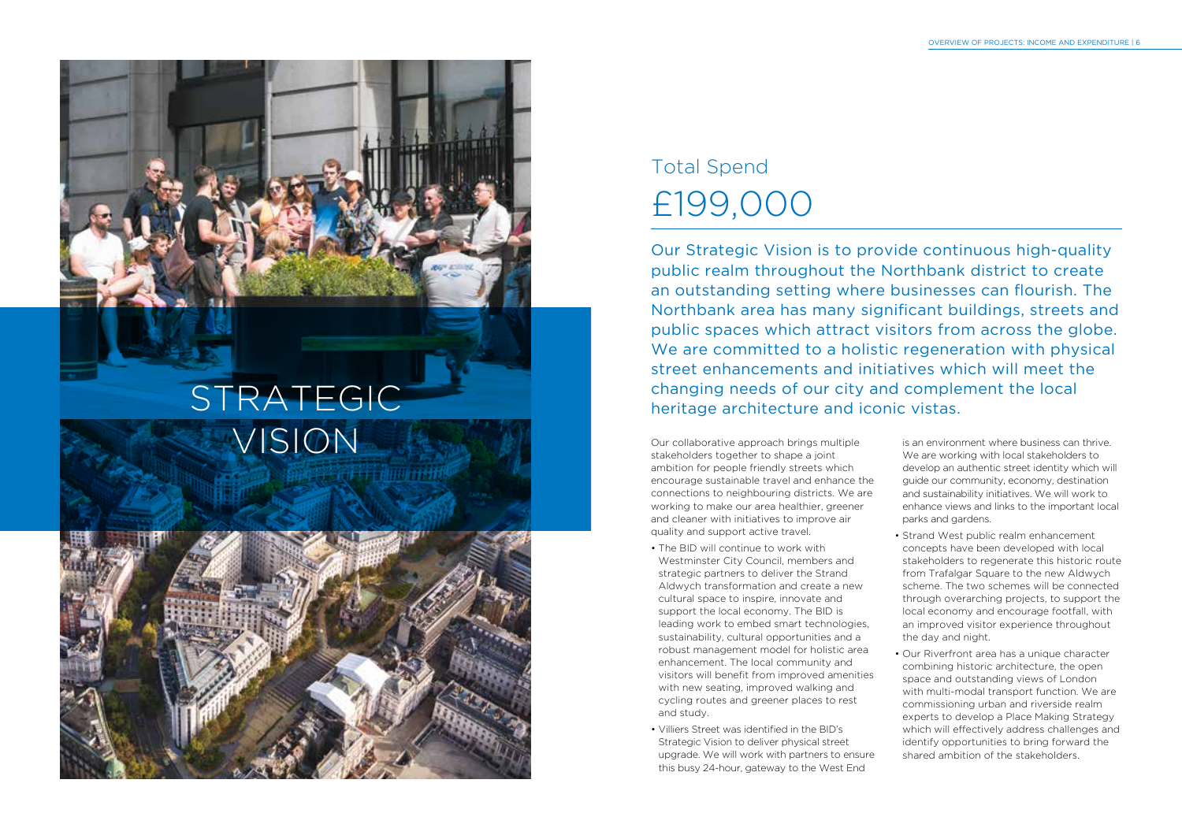# STRATEGIC VISION

## Total Spend

## £199,000

Our Strategic Vision is to provide continuous high-quality public realm throughout the Northbank district to create an outstanding setting where businesses can flourish. The Northbank area has many significant buildings, streets and public spaces which attract visitors from across the globe. We are committed to a holistic regeneration with physical street enhancements and initiatives which will meet the changing needs of our city and complement the local heritage architecture and iconic vistas.

Our collaborative approach brings multiple stakeholders together to shape a joint ambition for people friendly streets which encourage sustainable travel and enhance the connections to neighbouring districts. We are working to make our area healthier, greener and cleaner with initiatives to improve air quality and support active travel.

- The BID will continue to work with Westminster City Council, members and strategic partners to deliver the Strand Aldwych transformation and create a new cultural space to inspire, innovate and support the local economy. The BID is leading work to embed smart technologies, sustainability, cultural opportunities and a robust management model for holistic area enhancement. The local community and visitors will benefit from improved amenities with new seating, improved walking and cycling routes and greener places to rest and study.
- Villiers Street was identified in the BID's Strategic Vision to deliver physical street upgrade. We will work with partners to ensure this busy 24-hour, gateway to the West End is an environment where business can thrive. We are working with local stakeholders to develop an authentic street identity which will guide our community, economy, destination and sustainability initiatives. We will work to enhance views and links to the important local parks and gardens.
- Strand West public realm enhancement concepts have been developed with local stakeholders to regenerate this historic route from Trafalgar Square to the new Aldwych scheme. The two schemes will be connected through overarching projects, to support the local economy and encourage footfall, with an improved visitor experience throughout the day and night.
- Our Riverfront area has a unique character combining historic architecture, the open space and outstanding views of London with multi-modal transport function. We are commissioning urban and riverside realm experts to develop a Place Making Strategy which will effectively address challenges and identify opportunities to bring forward the shared ambition of the stakeholders.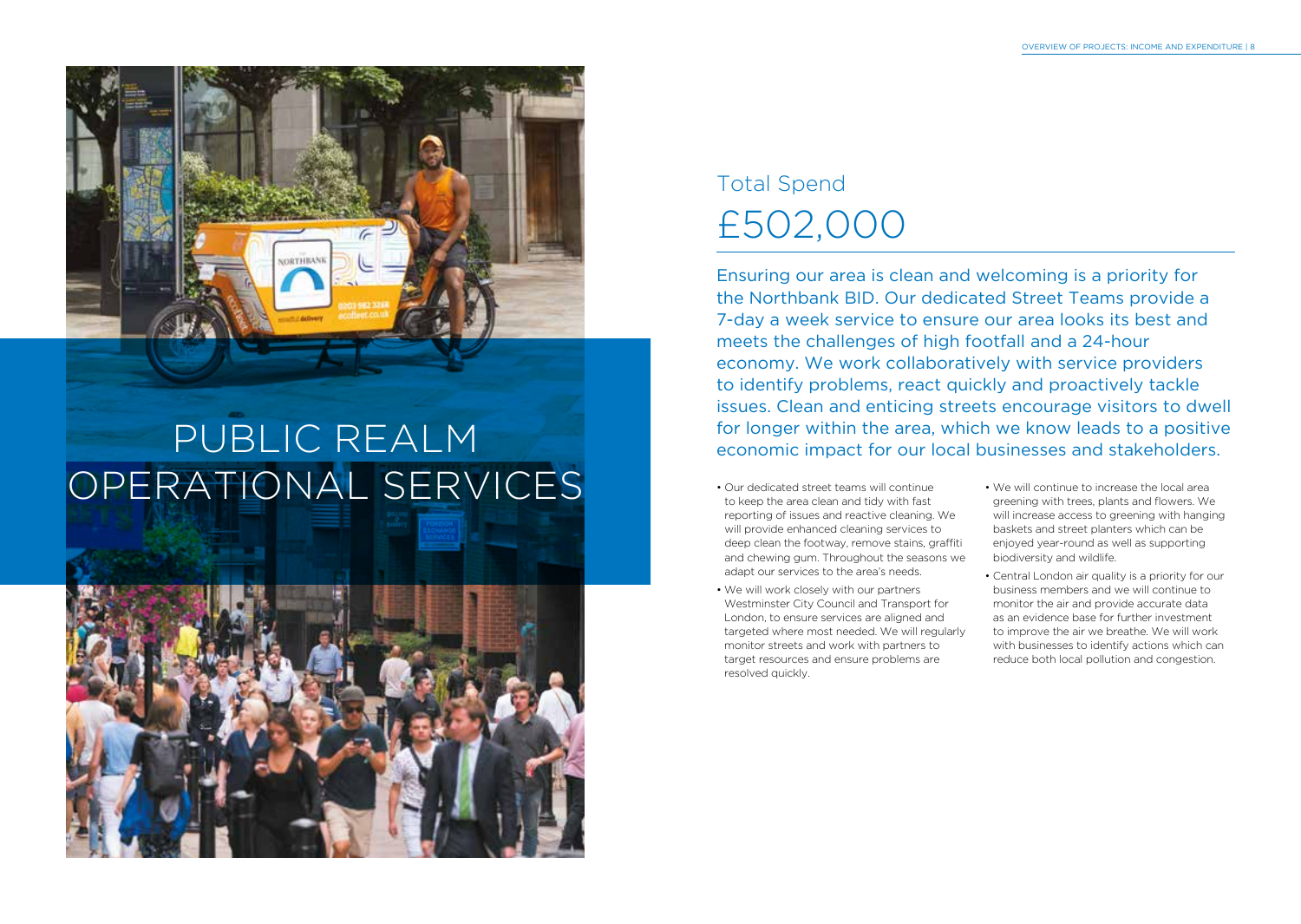# PUBLIC REALM OPERATIONAL SERVICES

## Total Spend

## £502,000

Ensuring our area is clean and welcoming is a priority for the Northbank BID. Our dedicated Street Teams provide a 7-day a week service to ensure our area looks its best and meets the challenges of high footfall and a 24-hour economy. We work collaboratively with service providers to identify problems, react quickly and proactively tackle issues. Clean and enticing streets encourage visitors to dwell for longer within the area, which we know leads to a positive economic impact for our local businesses and stakeholders.

- Our dedicated street teams will continue to keep the area clean and tidy with fast reporting of issues and reactive cleaning. We will provide enhanced cleaning services to deep clean the footway, remove stains, graffiti and chewing gum. Throughout the seasons we adapt our services to the area's needs.
- We will work closely with our partners Westminster City Council and Transport for London, to ensure services are aligned and targeted where most needed. We will regularly monitor streets and work with partners to target resources and ensure problems are resolved quickly.
- We will continue to increase the local area greening with trees, plants and flowers. We will increase access to greening with hanging baskets and street planters which can be enjoyed year-round as well as supporting biodiversity and wildlife.
- Central London air quality is a priority for our business members and we will continue to monitor the air and provide accurate data as an evidence base for further investment to improve the air we breathe. We will work with businesses to identify actions which can reduce both local pollution and congestion.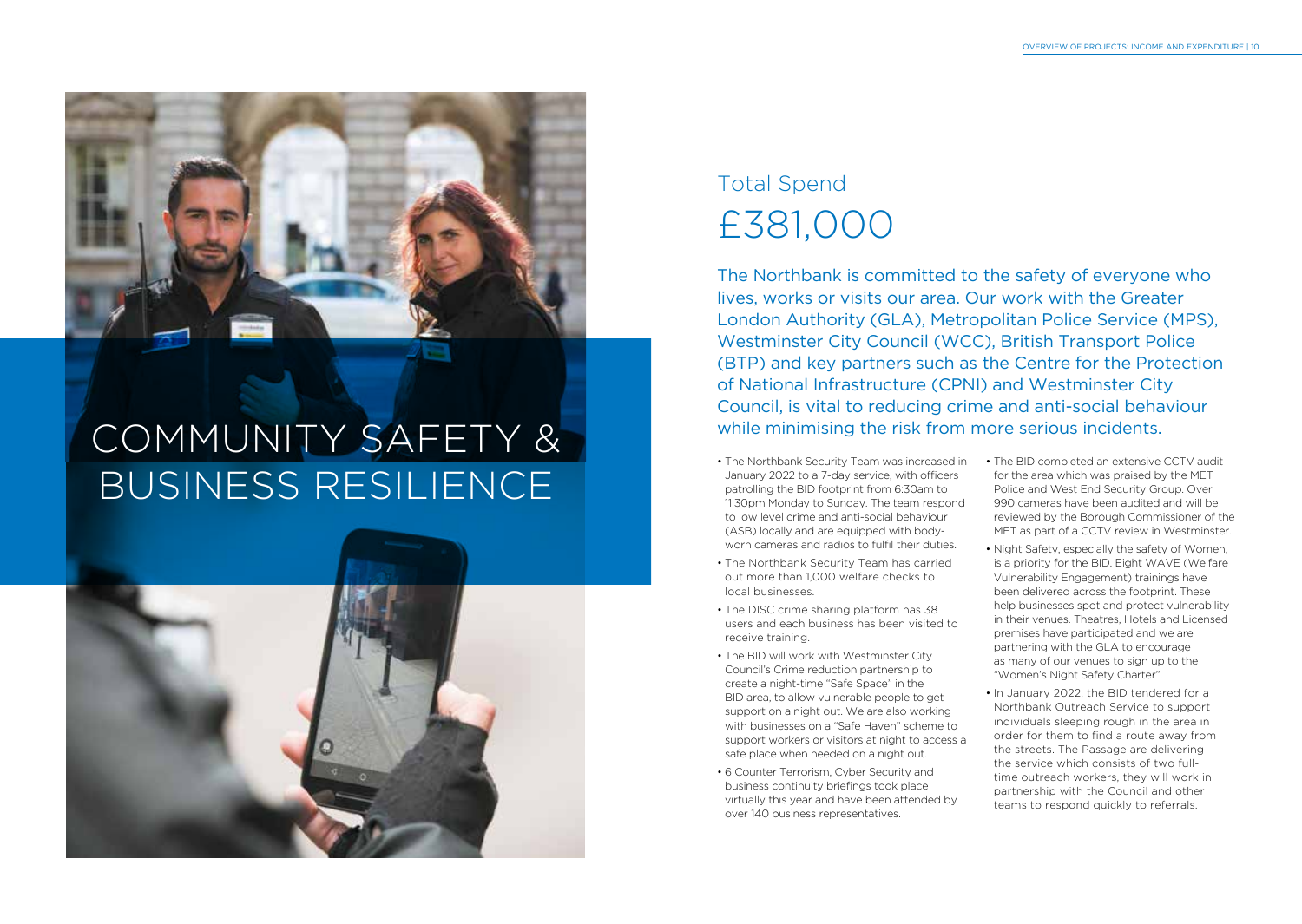# COMMUNITY SAFETY & BUSINESS RESILIENCE

## Total Spend

## £381,000

The Northbank is committed to the safety of everyone who lives, works or visits our area. Our work with the Greater London Authority (GLA), Metropolitan Police Service (MPS), Westminster City Council (WCC), British Transport Police (BTP) and key partners such as the Centre for the Protection of National Infrastructure (CPNI) and Westminster City Council, is vital to reducing crime and anti-social behaviour while minimising the risk from more serious incidents.

- The Northbank Security Team was increased in January 2022 to a 7-day service, with officers patrolling the BID footprint from 6:30am to 11:30pm Monday to Sunday. The team respond to low level crime and anti-social behaviour (ASB) locally and are equipped with body-worn cameras and radios to fulfil their duties.
- The Northbank Security Team has carried out more than 1,000 welfare checks to local businesses.
- The DISC crime sharing platform has 38 users and each business has been visited to receive training.
- The BID will work with Westminster City Council's Crime reduction partnership to create a night-time "Safe Space" in the BID area, to allow vulnerable people to get support on a night out. We are also working with businesses on a "Safe Haven" scheme to support workers or visitors at night to access a safe place when needed on a night out.
- 6 Counter Terrorism, Cyber Security and business continuity briefings took place virtually this year and have been attended by over 140 business representatives.
- The BID completed an extensive CCTV audit for the area which was praised by the MET Police and West End Security Group. Over 990 cameras have been audited and will be reviewed by the Borough Commissioner of the MET as part of a CCTV review in Westminster.
- Night Safety, especially the safety of Women, is a priority for the BID. Eight WAVE (Welfare Vulnerability Engagement) trainings have been delivered across the footprint. These help businesses spot and protect vulnerability in their venues. Theatres, Hotels and Licensed premises have participated and we are partnering with the GLA to encourage as many of our venues to sign up to the "Women's Night Safety Charter".
- In January 2022, the BID tendered for a Northbank Outreach Service to support individuals sleeping rough in the area in order for them to find a route away from the streets. The Passage are delivering the service which consists of two full-time outreach workers, they will work in partnership with the Council and other teams to respond quickly to referrals.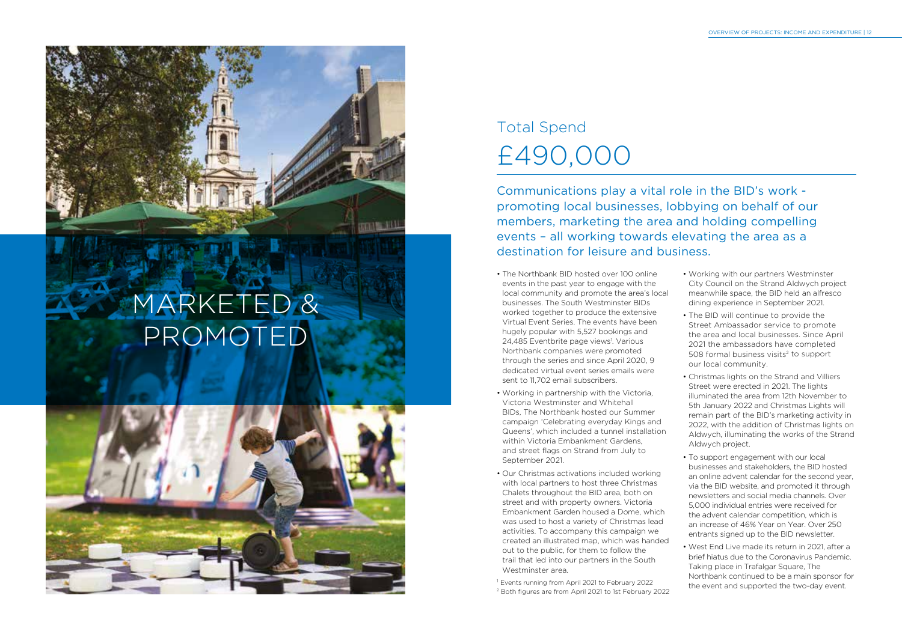# MARKETED & PROMOTED

## Total Spend

# £490,000

Communications play a vital role in the BID's work - promoting local businesses, lobbying on behalf of our members, marketing the area and holding compelling events – all working towards elevating the area as a destination for leisure and business.

- The Northbank BID hosted over 100 online events in the past year to engage with the local community and promote the area's local businesses. The South Westminster BIDs worked together to produce the extensive Virtual Event Series. The events have been hugely popular with 5,527 bookings and 24,485 Eventbrite page views[1]. Various Northbank companies were promoted through the series and since April 2020, 9 dedicated virtual event series emails were sent to 11,702 email subscribers.
- Working in partnership with the Victoria, Victoria Westminster and Whitehall BIDs, The Northbank hosted our Summer campaign 'Celebrating everyday Kings and Queens', which included a tunnel installation within Victoria Embankment Gardens, and street flags on Strand from July to September 2021.
- Our Christmas activations included working with local partners to host three Christmas Chalets throughout the BID area, both on street and with property owners. Victoria Embankment Garden housed a Dome, which was used to host a variety of Christmas lead activities. To accompany this campaign we created an illustrated map, which was handed out to the public, for them to follow the trail that led into our partners in the South Westminster area.
- Working with our partners Westminster City Council on the Strand Aldwych project meanwhile space, the BID held an alfresco dining experience in September 2021.
- The BID will continue to provide the Street Ambassador service to promote the area and local businesses. Since April 2021 the ambassadors have completed 508 formal business visits[2] to support our local community.
- Christmas lights on the Strand and Villiers Street were erected in 2021. The lights illuminated the area from 12th November to 5th January 2022 and Christmas Lights will remain part of the BID's marketing activity in 2022, with the addition of Christmas lights on Aldwych, illuminating the works of the Strand Aldwych project.
- To support engagement with our local businesses and stakeholders, the BID hosted an online advent calendar for the second year, via the BID website, and promoted it through newsletters and social media channels. Over 5,000 individual entries were received for the advent calendar competition, which is an increase of 46% Year on Year. Over 250 entrants signed up to the BID newsletter.
- West End Live made its return in 2021, after a brief hiatus due to the Coronavirus Pandemic. Taking place in Trafalgar Square, The Northbank continued to be a main sponsor for the event and supported the two-day event.

[1] Events running from April 2021 to February 2022
[2] Both figures are from April 2021 to 1st February 2022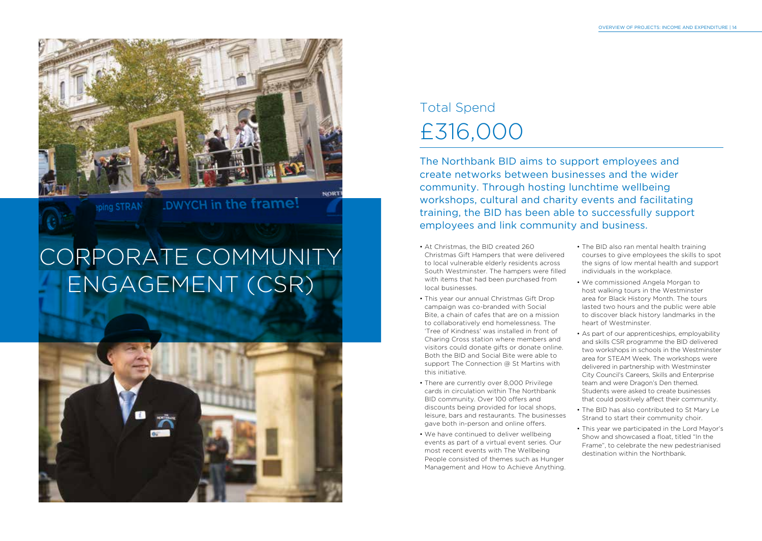# CORPORATE COMMUNITY ENGAGEMENT (CSR)

## Total Spend

# £316,000

The Northbank BID aims to support employees and create networks between businesses and the wider community. Through hosting lunchtime wellbeing workshops, cultural and charity events and facilitating training, the BID has been able to successfully support employees and link community and business.

- At Christmas, the BID created 260 Christmas Gift Hampers that were delivered to local vulnerable elderly residents across South Westminster. The hampers were filled with items that had been purchased from local businesses.
- This year our annual Christmas Gift Drop campaign was co-branded with Social Bite, a chain of cafes that are on a mission to collaboratively end homelessness. The 'Tree of Kindness' was installed in front of Charing Cross station where members and visitors could donate gifts or donate online. Both the BID and Social Bite were able to support The Connection @ St Martins with this initiative.
- There are currently over 8,000 Privilege cards in circulation within The Northbank BID community. Over 100 offers and discounts being provided for local shops, leisure, bars and restaurants. The businesses gave both in-person and online offers.
- We have continued to deliver wellbeing events as part of a virtual event series. Our most recent events with The Wellbeing People consisted of themes such as Hunger Management and How to Achieve Anything.
- The BID also ran mental health training courses to give employees the skills to spot the signs of low mental health and support individuals in the workplace.
- We commissioned Angela Morgan to host walking tours in the Westminster area for Black History Month. The tours lasted two hours and the public were able to discover black history landmarks in the heart of Westminster.
- As part of our apprenticeships, employability and skills CSR programme the BID delivered two workshops in schools in the Westminster area for STEAM Week. The workshops were delivered in partnership with Westminster City Council's Careers, Skills and Enterprise team and were Dragon's Den themed. Students were asked to create businesses that could positively affect their community.
- The BID has also contributed to St Mary Le Strand to start their community choir.
- This year we participated in the Lord Mayor's Show and showcased a float, titled "In the Frame", to celebrate the new pedestrianised destination within the Northbank.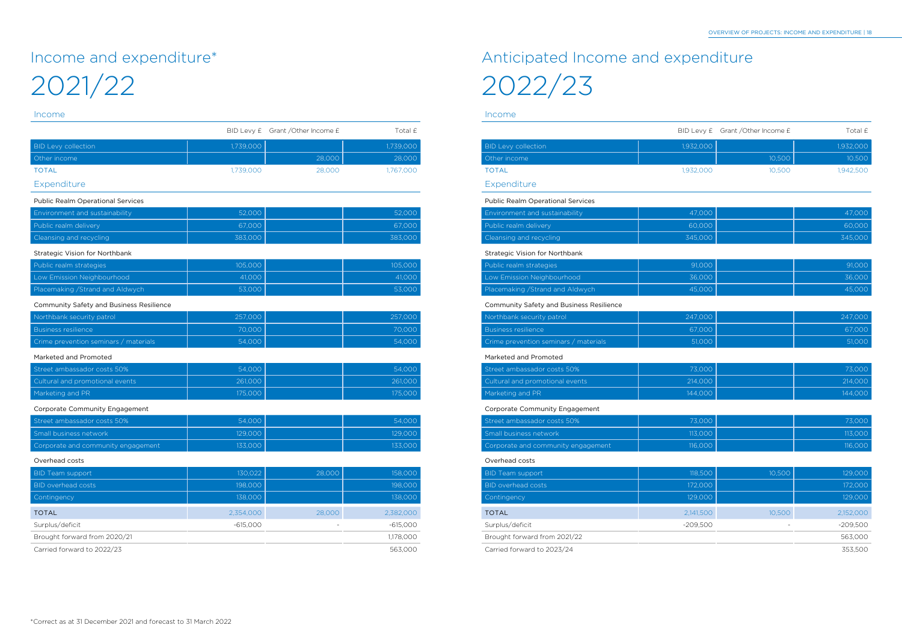# Income and expenditure*

# 2021/22

## Income

| | BID Levy £ | Grant /Other Income £ | Total £ |
|---|---|---|---|
| BID Levy collection | 1,739,000 | | 1,739,000 |
| Other income | | 28,000 | 28,000 |
| TOTAL | 1,739,000 | 28,000 | 1,767,000 |

## Expenditure

| | BID Levy £ | Grant /Other Income £ | Total £ |
|---|---|---|---|
| **Public Realm Operational Services** | | | |
| Environment and sustainability | 52,000 | | 52,000 |
| Public realm delivery | 67,000 | | 67,000 |
| Cleansing and recycling | 383,000 | | 383,000 |
| **Strategic Vision for Northbank** | | | |
| Public realm strategies | 105,000 | | 105,000 |
| Low Emission Neighbourhood | 41,000 | | 41,000 |
| Placemaking /Strand and Aldwych | 53,000 | | 53,000 |
| **Community Safety and Business Resilience** | | | |
| Northbank security patrol | 257,000 | | 257,000 |
| Business resilience | 70,000 | | 70,000 |
| Crime prevention seminars / materials | 54,000 | | 54,000 |
| **Marketed and Promoted** | | | |
| Street ambassador costs 50% | 54,000 | | 54,000 |
| Cultural and promotional events | 261,000 | | 261,000 |
| Marketing and PR | 175,000 | | 175,000 |
| **Corporate Community Engagement** | | | |
| Street ambassador costs 50% | 54,000 | | 54,000 |
| Small business network | 129,000 | | 129,000 |
| Corporate and community engagement | 133,000 | | 133,000 |
| **Overhead costs** | | | |
| BID Team support | 130,022 | 28,000 | 158,000 |
| BID overhead costs | 198,000 | | 198,000 |
| Contingency | 138,000 | | 138,000 |
| TOTAL | 2,354,000 | 28,000 | 2,382,000 |
| Surplus/deficit | -615,000 | - | -615,000 |
| Brought forward from 2020/21 | | | 1,178,000 |
| Carried forward to 2022/23 | | | 563,000 |

*Correct as at 31 December 2021 and forecast to 31 March 2022

# Anticipated Income and expenditure

# 2022/23

## Income

| | BID Levy £ | Grant /Other Income £ | Total £ |
|---|---|---|---|
| BID Levy collection | 1,932,000 | | 1,932,000 |
| Other income | | 10,500 | 10,500 |
| TOTAL | 1,932,000 | 10,500 | 1,942,500 |

## Expenditure

| | BID Levy £ | Grant /Other Income £ | Total £ |
|---|---|---|---|
| **Public Realm Operational Services** | | | |
| Environment and sustainability | 47,000 | | 47,000 |
| Public realm delivery | 60,000 | | 60,000 |
| Cleansing and recycling | 345,000 | | 345,000 |
| **Strategic Vision for Northbank** | | | |
| Public realm strategies | 91,000 | | 91,000 |
| Low Emission Neighbourhood | 36,000 | | 36,000 |
| Placemaking /Strand and Aldwych | 45,000 | | 45,000 |
| **Community Safety and Business Resilience** | | | |
| Northbank security patrol | 247,000 | | 247,000 |
| Business resilience | 67,000 | | 67,000 |
| Crime prevention seminars / materials | 51,000 | | 51,000 |
| **Marketed and Promoted** | | | |
| Street ambassador costs 50% | 73,000 | | 73,000 |
| Cultural and promotional events | 214,000 | | 214,000 |
| Marketing and PR | 144,000 | | 144,000 |
| **Corporate Community Engagement** | | | |
| Street ambassador costs 50% | 73,000 | | 73,000 |
| Small business network | 113,000 | | 113,000 |
| Corporate and community engagement | 116,000 | | 116,000 |
| **Overhead costs** | | | |
| BID Team support | 118,500 | 10,500 | 129,000 |
| BID overhead costs | 172,000 | | 172,000 |
| Contingency | 129,000 | | 129,000 |
| TOTAL | 2,141,500 | 10,500 | 2,152,000 |
| Surplus/deficit | -209,500 | - | -209,500 |
| Brought forward from 2021/22 | | | 563,000 |
| Carried forward to 2023/24 | | | 353,500 |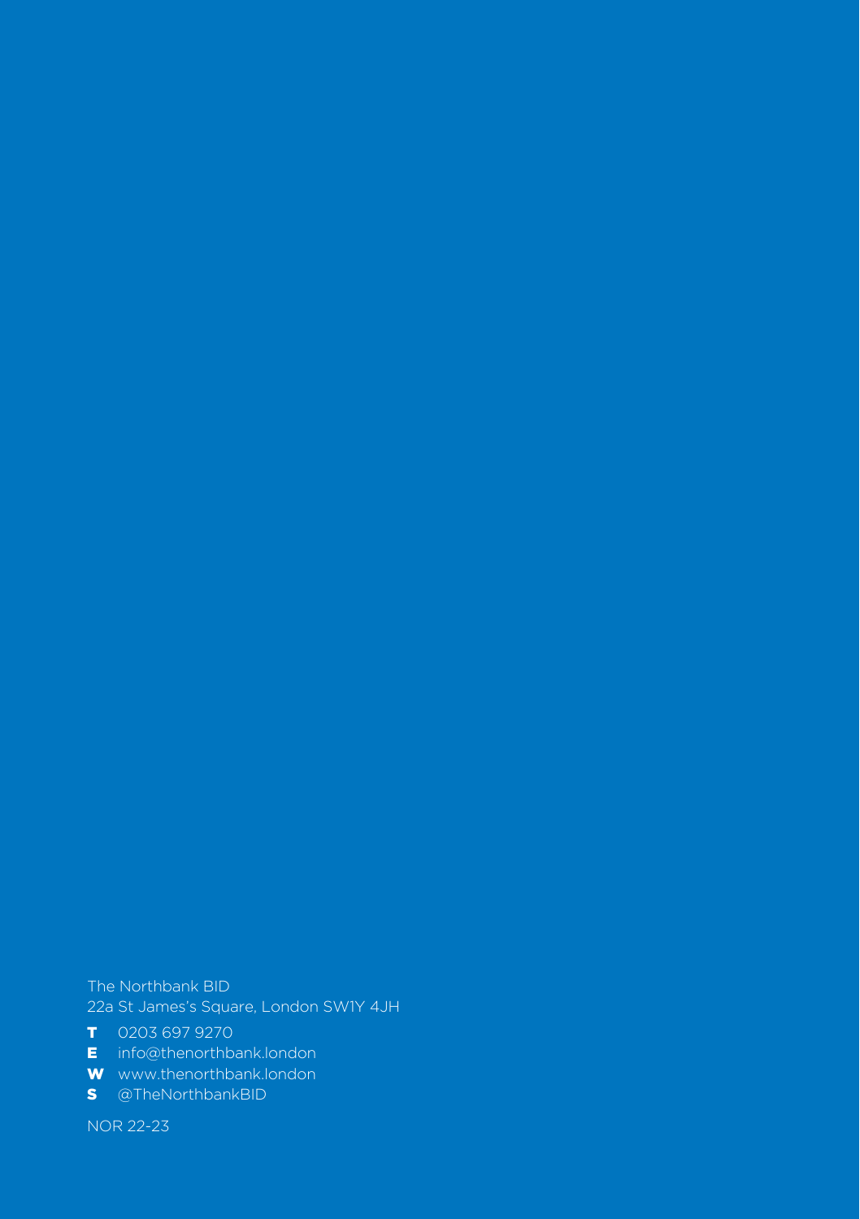The Northbank BID
22a St James's Square, London SW1Y 4JH

**T** 0203 697 9270
**E** info@thenorthbank.london
**W** www.thenorthbank.london
**S** @TheNorthbankBID

NOR 22-23